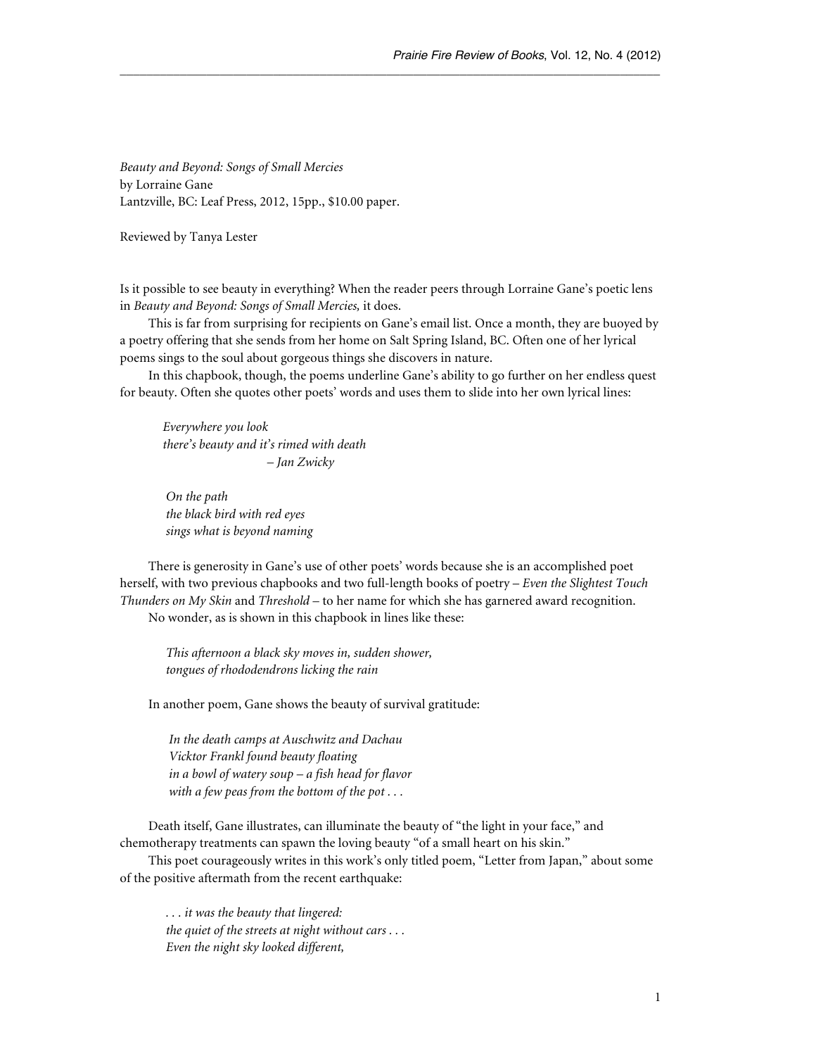*Beauty and Beyond: Songs of Small Mercies*
by Lorraine Gane
Lantzville, BC: Leaf Press, 2012, 15pp., $10.00 paper.

Reviewed by Tanya Lester

Is it possible to see beauty in everything? When the reader peers through Lorraine Gane's poetic lens in *Beauty and Beyond: Songs of Small Mercies,* it does.

This is far from surprising for recipients on Gane's email list. Once a month, they are buoyed by a poetry offering that she sends from her home on Salt Spring Island, BC. Often one of her lyrical poems sings to the soul about gorgeous things she discovers in nature.

In this chapbook, though, the poems underline Gane's ability to go further on her endless quest for beauty. Often she quotes other poets' words and uses them to slide into her own lyrical lines:

> *Everywhere you look*
> *there's beauty and it's rimed with death*
> *– Jan Zwicky*
>
> *On the path*
> *the black bird with red eyes*
> *sings what is beyond naming*

There is generosity in Gane's use of other poets' words because she is an accomplished poet herself, with two previous chapbooks and two full-length books of poetry – *Even the Slightest Touch Thunders on My Skin* and *Threshold* – to her name for which she has garnered award recognition.

No wonder, as is shown in this chapbook in lines like these:

> *This afternoon a black sky moves in, sudden shower,*
> *tongues of rhododendrons licking the rain*

In another poem, Gane shows the beauty of survival gratitude:

> *In the death camps at Auschwitz and Dachau*
> *Vicktor Frankl found beauty floating*
> *in a bowl of watery soup – a fish head for flavor*
> *with a few peas from the bottom of the pot . . .*

Death itself, Gane illustrates, can illuminate the beauty of "the light in your face," and chemotherapy treatments can spawn the loving beauty "of a small heart on his skin."

This poet courageously writes in this work's only titled poem, "Letter from Japan," about some of the positive aftermath from the recent earthquake:

> *. . . it was the beauty that lingered:*
> *the quiet of the streets at night without cars . . .*
> *Even the night sky looked different,*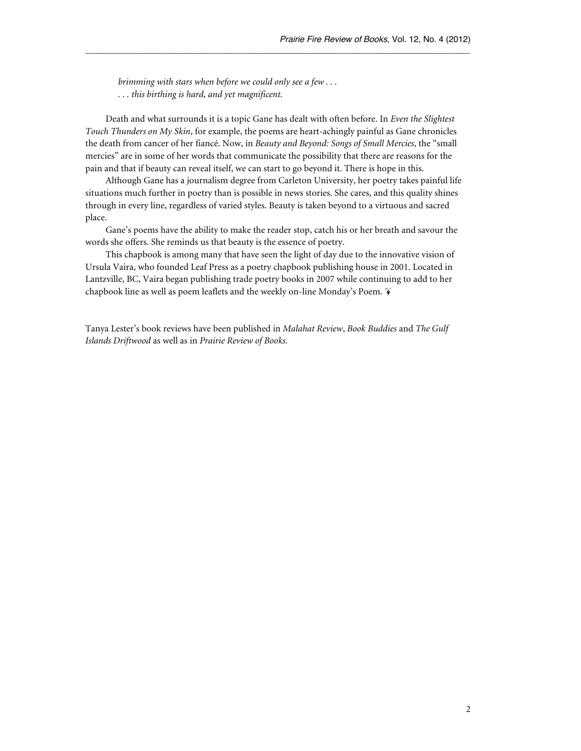*brimming with stars when before we could only see a few . . .*
*. . . this birthing is hard, and yet magnificent.*

Death and what surrounds it is a topic Gane has dealt with often before. In *Even the Slightest Touch Thunders on My Skin*, for example, the poems are heart-achingly painful as Gane chronicles the death from cancer of her fiancé. Now, in *Beauty and Beyond: Songs of Small Mercies*, the "small mercies" are in some of her words that communicate the possibility that there are reasons for the pain and that if beauty can reveal itself, we can start to go beyond it. There is hope in this.

Although Gane has a journalism degree from Carleton University, her poetry takes painful life situations much further in poetry than is possible in news stories. She cares, and this quality shines through in every line, regardless of varied styles. Beauty is taken beyond to a virtuous and sacred place.

Gane's poems have the ability to make the reader stop, catch his or her breath and savour the words she offers. She reminds us that beauty is the essence of poetry.

This chapbook is among many that have seen the light of day due to the innovative vision of Ursula Vaira, who founded Leaf Press as a poetry chapbook publishing house in 2001. Located in Lantzville, BC, Vaira began publishing trade poetry books in 2007 while continuing to add to her chapbook line as well as poem leaflets and the weekly on-line Monday's Poem. ❦

Tanya Lester's book reviews have been published in *Malahat Review*, *Book Buddies* and *The Gulf Islands Driftwood* as well as in *Prairie Review of Books.*